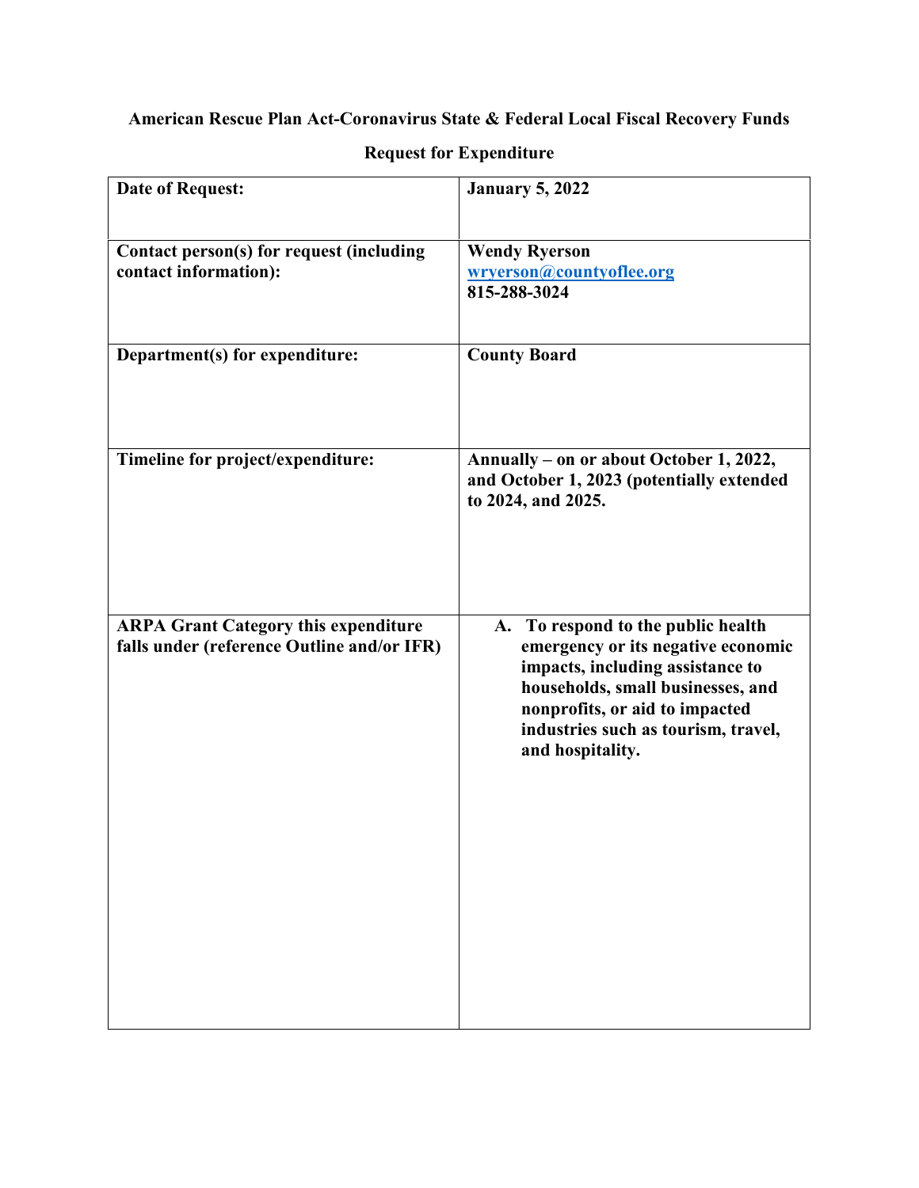**American Rescue Plan Act-Coronavirus State & Federal Local Fiscal Recovery Funds**

**Request for Expenditure**

| | |
|---|---|
| **Date of Request:** | **January 5, 2022** |
| **Contact person(s) for request (including contact information):** | **Wendy Ryerson**<br>**wryerson@countyoflee.org**<br>**815-288-3024** |
| **Department(s) for expenditure:** | **County Board** |
| **Timeline for project/expenditure:** | **Annually – on or about October 1, 2022, and October 1, 2023 (potentially extended to 2024, and 2025.** |
| **ARPA Grant Category this expenditure falls under (reference Outline and/or IFR)** | **A. To respond to the public health emergency or its negative economic impacts, including assistance to households, small businesses, and nonprofits, or aid to impacted industries such as tourism, travel, and hospitality.** |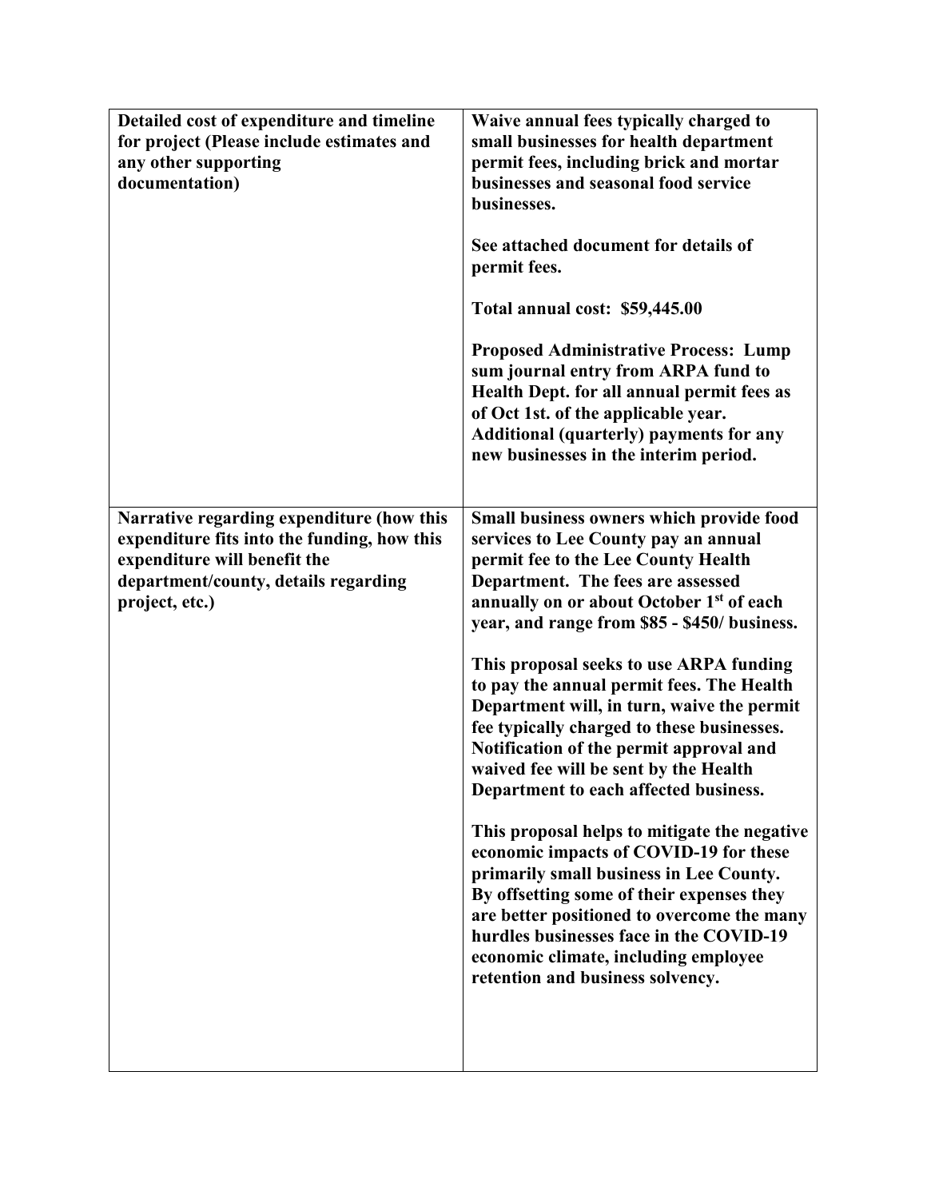| **Detailed cost of expenditure and timeline for project (Please include estimates and any other supporting documentation)** | **Waive annual fees typically charged to small businesses for health department permit fees, including brick and mortar businesses and seasonal food service businesses.**<br><br>**See attached document for details of permit fees.**<br><br>**Total annual cost: $59,445.00**<br><br>**Proposed Administrative Process: Lump sum journal entry from ARPA fund to Health Dept. for all annual permit fees as of Oct 1st. of the applicable year. Additional (quarterly) payments for any new businesses in the interim period.** |
|---|---|
| **Narrative regarding expenditure (how this expenditure fits into the funding, how this expenditure will benefit the department/county, details regarding project, etc.)** | **Small business owners which provide food services to Lee County pay an annual permit fee to the Lee County Health Department. The fees are assessed annually on or about October 1st of each year, and range from $85 - $450/ business.**<br><br>**This proposal seeks to use ARPA funding to pay the annual permit fees. The Health Department will, in turn, waive the permit fee typically charged to these businesses. Notification of the permit approval and waived fee will be sent by the Health Department to each affected business.**<br><br>**This proposal helps to mitigate the negative economic impacts of COVID-19 for these primarily small business in Lee County. By offsetting some of their expenses they are better positioned to overcome the many hurdles businesses face in the COVID-19 economic climate, including employee retention and business solvency.** |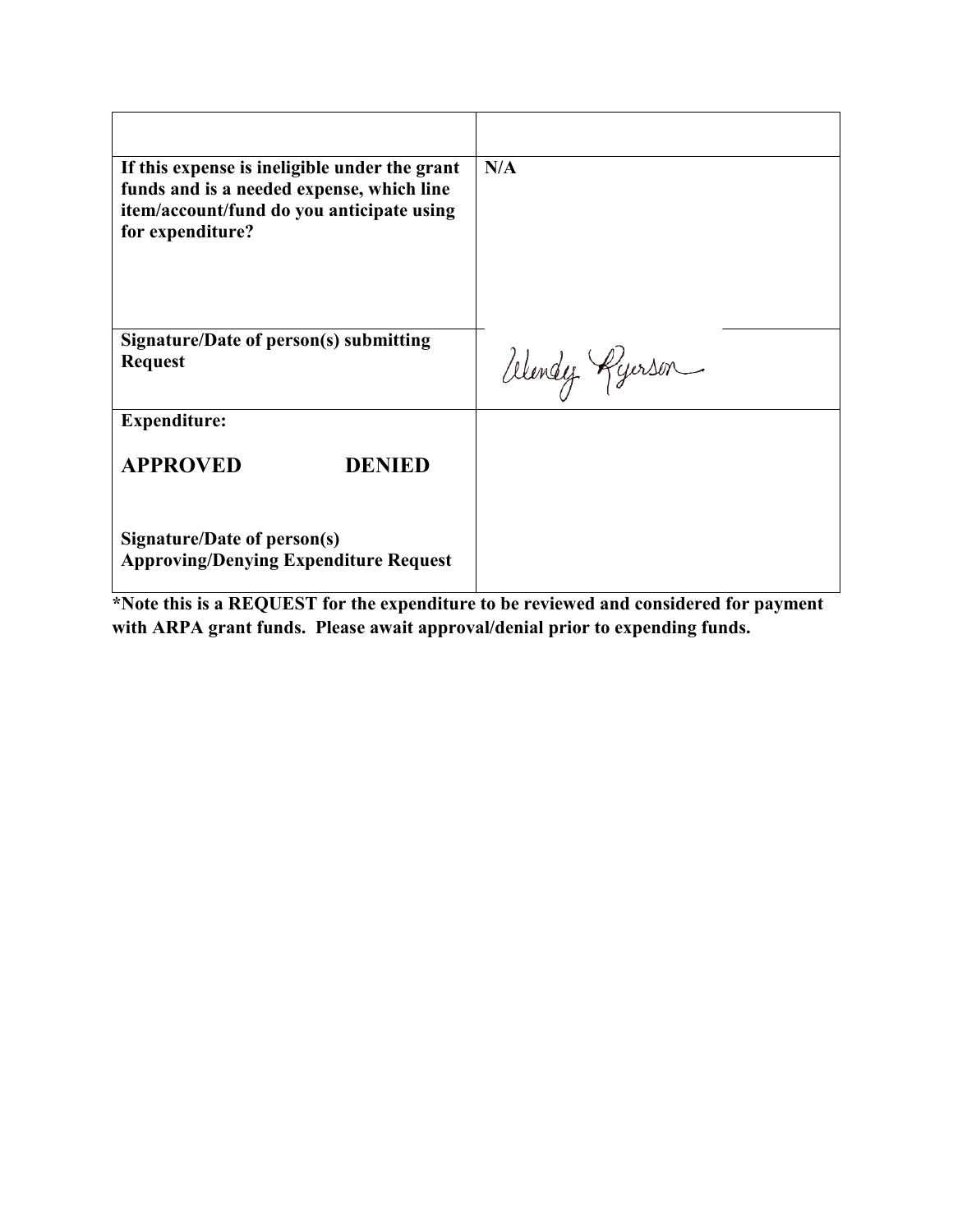| | |
|---|---|
| | |
| **If this expense is ineligible under the grant funds and is a needed expense, which line item/account/fund do you anticipate using for expenditure?** | **N/A** |
| **Signature/Date of person(s) submitting Request** | Wendy Ryerson |
| **Expenditure:**<br><br>**APPROVED DENIED**<br><br>**Signature/Date of person(s) Approving/Denying Expenditure Request** | |

**\*Note this is a REQUEST for the expenditure to be reviewed and considered for payment with ARPA grant funds. Please await approval/denial prior to expending funds.**